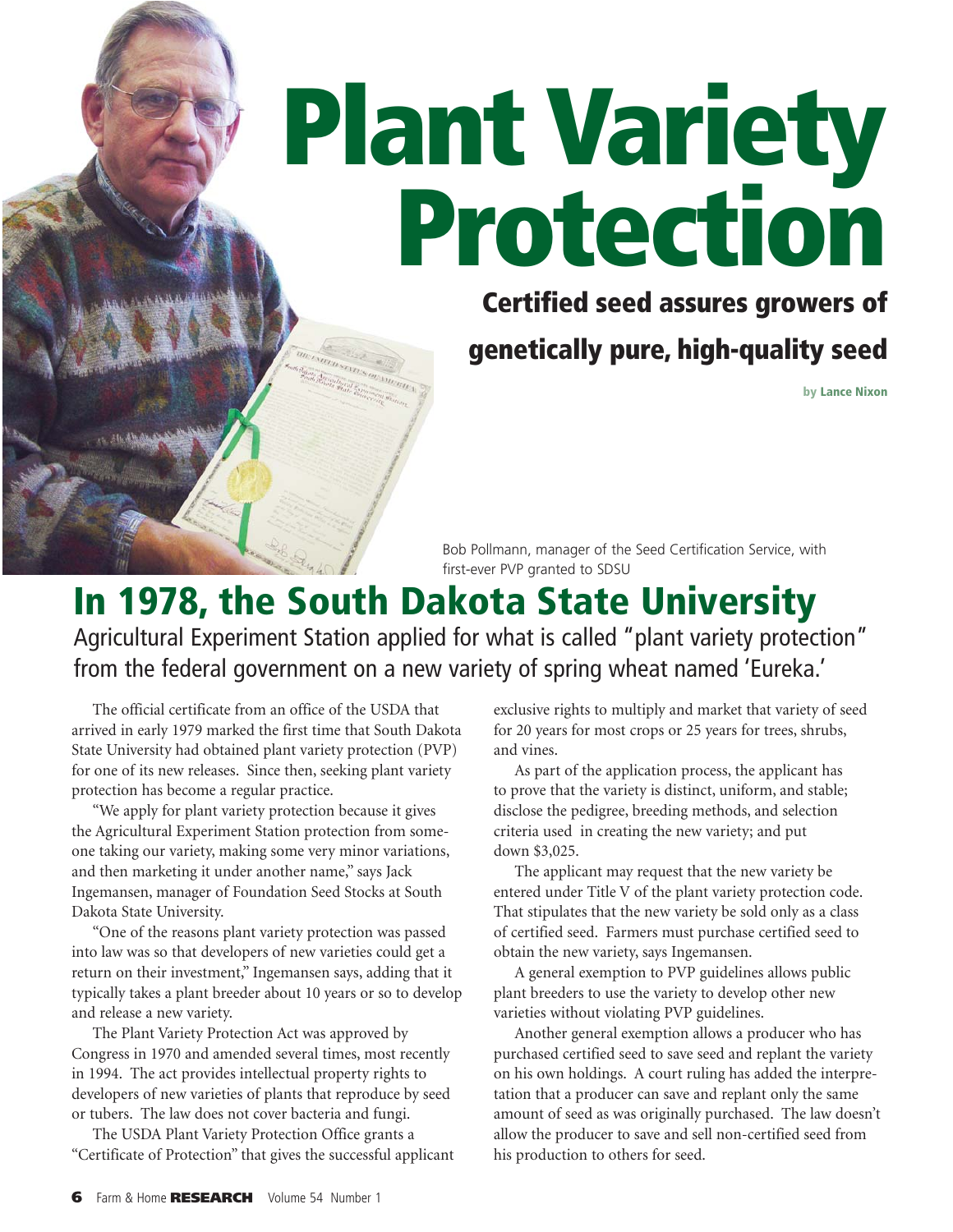# Plant Variety Protection

## Certified seed assures growers of genetically pure, high-quality seed

by Lance Nixon

Bob Pollmann, manager of the Seed Certification Service, with first-ever PVP granted to SDSU

## In 1978, the South Dakota State University

Agricultural Experiment Station applied for what is called "plant variety protection" from the federal government on a new variety of spring wheat named 'Eureka.'

The official certificate from an office of the USDA that arrived in early 1979 marked the first time that South Dakota State University had obtained plant variety protection (PVP) for one of its new releases. Since then, seeking plant variety protection has become a regular practice.

"We apply for plant variety protection because it gives the Agricultural Experiment Station protection from someone taking our variety, making some very minor variations, and then marketing it under another name," says Jack Ingemansen, manager of Foundation Seed Stocks at South Dakota State University.

"One of the reasons plant variety protection was passed into law was so that developers of new varieties could get a return on their investment," Ingemansen says, adding that it typically takes a plant breeder about 10 years or so to develop and release a new variety.

The Plant Variety Protection Act was approved by Congress in 1970 and amended several times, most recently in 1994. The act provides intellectual property rights to developers of new varieties of plants that reproduce by seed or tubers. The law does not cover bacteria and fungi.

The USDA Plant Variety Protection Office grants a "Certificate of Protection" that gives the successful applicant exclusive rights to multiply and market that variety of seed for 20 years for most crops or 25 years for trees, shrubs, and vines.

As part of the application process, the applicant has to prove that the variety is distinct, uniform, and stable; disclose the pedigree, breeding methods, and selection criteria used in creating the new variety; and put down $3,025.

The applicant may request that the new variety be entered under Title V of the plant variety protection code. That stipulates that the new variety be sold only as a class of certified seed. Farmers must purchase certified seed to obtain the new variety, says Ingemansen.

A general exemption to PVP guidelines allows public plant breeders to use the variety to develop other new varieties without violating PVP guidelines.

Another general exemption allows a producer who has purchased certified seed to save seed and replant the variety on his own holdings. A court ruling has added the interpretation that a producer can save and replant only the same amount of seed as was originally purchased. The law doesn't allow the producer to save and sell non-certified seed from his production to others for seed.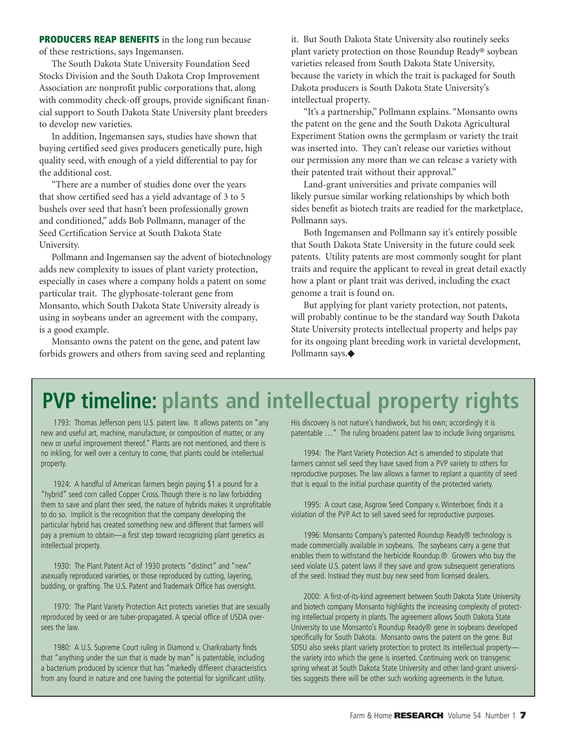**PRODUCERS REAP BENEFITS** in the long run because of these restrictions, says Ingemansen.

The South Dakota State University Foundation Seed Stocks Division and the South Dakota Crop Improvement Association are nonprofit public corporations that, along with commodity check-off groups, provide significant financial support to South Dakota State University plant breeders to develop new varieties.

In addition, Ingemansen says, studies have shown that buying certified seed gives producers genetically pure, high quality seed, with enough of a yield differential to pay for the additional cost.

"There are a number of studies done over the years that show certified seed has a yield advantage of 3 to 5 bushels over seed that hasn't been professionally grown and conditioned," adds Bob Pollmann, manager of the Seed Certification Service at South Dakota State University.

Pollmann and Ingemansen say the advent of biotechnology adds new complexity to issues of plant variety protection, especially in cases where a company holds a patent on some particular trait. The glyphosate-tolerant gene from Monsanto, which South Dakota State University already is using in soybeans under an agreement with the company, is a good example.

Monsanto owns the patent on the gene, and patent law forbids growers and others from saving seed and replanting it. But South Dakota State University also routinely seeks plant variety protection on those Roundup Ready® soybean varieties released from South Dakota State University, because the variety in which the trait is packaged for South Dakota producers is South Dakota State University's intellectual property.

"It's a partnership," Pollmann explains. "Monsanto owns the patent on the gene and the South Dakota Agricultural Experiment Station owns the germplasm or variety the trait was inserted into. They can't release our varieties without our permission any more than we can release a variety with their patented trait without their approval."

Land-grant universities and private companies will likely pursue similar working relationships by which both sides benefit as biotech traits are readied for the marketplace, Pollmann says.

Both Ingemansen and Pollmann say it's entirely possible that South Dakota State University in the future could seek patents. Utility patents are most commonly sought for plant traits and require the applicant to reveal in great detail exactly how a plant or plant trait was derived, including the exact genome a trait is found on.

But applying for plant variety protection, not patents, will probably continue to be the standard way South Dakota State University protects intellectual property and helps pay for its ongoing plant breeding work in varietal development, Pollmann says.◆

## PVP timeline: plants and intellectual property rights

1793: Thomas Jefferson pens U.S. patent law. It allows patents on "any new and useful art, machine, manufacture, or composition of matter, or any new or useful improvement thereof." Plants are not mentioned, and there is no inkling, for well over a century to come, that plants could be intellectual property.

1924: A handful of American farmers begin paying $1 a pound for a "hybrid" seed corn called Copper Cross. Though there is no law forbidding them to save and plant their seed, the nature of hybrids makes it unprofitable to do so. Implicit is the recognition that the company developing the particular hybrid has created something new and different that farmers will pay a premium to obtain—a first step toward recognizing plant genetics as intellectual property.

1930: The Plant Patent Act of 1930 protects "distinct" and "new" asexually reproduced varieties, or those reproduced by cutting, layering, budding, or grafting. The U.S. Patent and Trademark Office has oversight.

1970: The Plant Variety Protection Act protects varieties that are sexually reproduced by seed or are tuber-propagated. A special office of USDA oversees the law.

1980: A U.S. Supreme Court ruling in Diamond v. Charkrabarty finds that "anything under the sun that is made by man" is patentable, including a bacterium produced by science that has "markedly different characteristics from any found in nature and one having the potential for significant utility. His discovery is not nature's handiwork, but his own; accordingly it is patentable …" The ruling broadens patent law to include living organisms.

1994: The Plant Variety Protection Act is amended to stipulate that farmers cannot sell seed they have saved from a PVP variety to others for reproductive purposes. The law allows a farmer to replant a quantity of seed that is equal to the initial purchase quantity of the protected variety.

1995: A court case, Asgrow Seed Company v. Winterboer, finds it a violation of the PVP Act to sell saved seed for reproductive purposes.

1996: Monsanto Company's patented Roundup Ready® technology is made commercially available in soybeans. The soybeans carry a gene that enables them to withstand the herbicide Roundup.® Growers who buy the seed violate U.S. patent laws if they save and grow subsequent generations of the seed. Instead they must buy new seed from licensed dealers.

2000: A first-of-its-kind agreement between South Dakota State University and biotech company Monsanto highlights the increasing complexity of protecting intellectual property in plants. The agreement allows South Dakota State University to use Monsanto's Roundup Ready® gene in soybeans developed specifically for South Dakota. Monsanto owns the patent on the gene. But SDSU also seeks plant variety protection to protect its intellectual property—the variety into which the gene is inserted. Continuing work on transgenic spring wheat at South Dakota State University and other land-grant universities suggests there will be other such working agreements in the future.